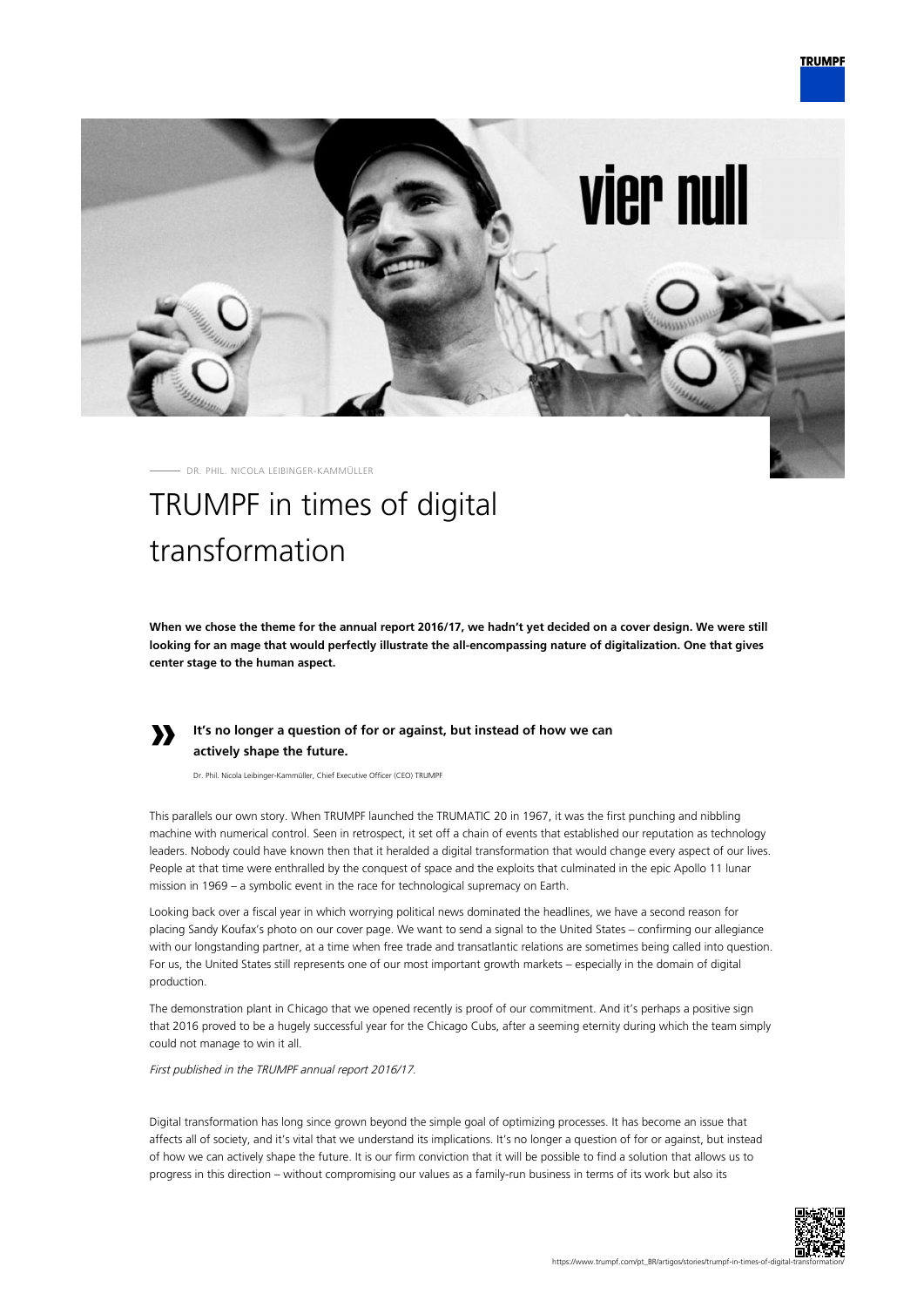DR. PHIL. NICOLA LEIBINGER-KAMMÜLLER

# TRUMPF in times of digital transformation

**When we chose the theme for the annual report 2016/17, we hadn't yet decided on a cover design. We were still looking for an mage that would perfectly illustrate the all-encompassing nature of digitalization. One that gives center stage to the human aspect.**

> » **It's no longer a question of for or against, but instead of how we can actively shape the future.**
>
> Dr. Phil. Nicola Leibinger-Kammüller, Chief Executive Officer (CEO) TRUMPF

This parallels our own story. When TRUMPF launched the TRUMATIC 20 in 1967, it was the first punching and nibbling machine with numerical control. Seen in retrospect, it set off a chain of events that established our reputation as technology leaders. Nobody could have known then that it heralded a digital transformation that would change every aspect of our lives. People at that time were enthralled by the conquest of space and the exploits that culminated in the epic Apollo 11 lunar mission in 1969 – a symbolic event in the race for technological supremacy on Earth.

Looking back over a fiscal year in which worrying political news dominated the headlines, we have a second reason for placing Sandy Koufax's photo on our cover page. We want to send a signal to the United States – confirming our allegiance with our longstanding partner, at a time when free trade and transatlantic relations are sometimes being called into question. For us, the United States still represents one of our most important growth markets – especially in the domain of digital production.

The demonstration plant in Chicago that we opened recently is proof of our commitment. And it's perhaps a positive sign that 2016 proved to be a hugely successful year for the Chicago Cubs, after a seeming eternity during which the team simply could not manage to win it all.

*First published in the TRUMPF annual report 2016/17.*

Digital transformation has long since grown beyond the simple goal of optimizing processes. It has become an issue that affects all of society, and it's vital that we understand its implications. It's no longer a question of for or against, but instead of how we can actively shape the future. It is our firm conviction that it will be possible to find a solution that allows us to progress in this direction – without compromising our values as a family-run business in terms of its work but also its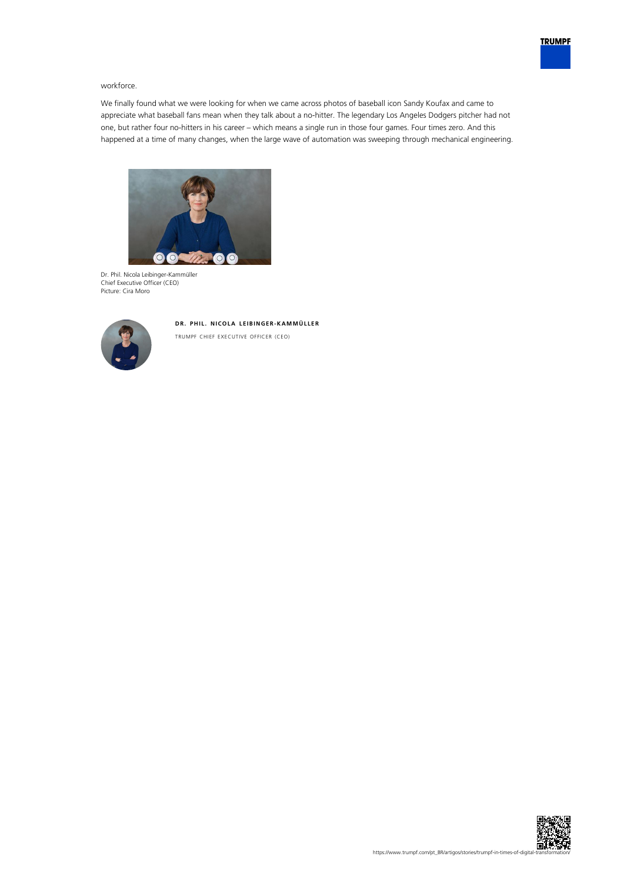workforce.

We finally found what we were looking for when we came across photos of baseball icon Sandy Koufax and came to appreciate what baseball fans mean when they talk about a no-hitter. The legendary Los Angeles Dodgers pitcher had not one, but rather four no-hitters in his career – which means a single run in those four games. Four times zero. And this happened at a time of many changes, when the large wave of automation was sweeping through mechanical engineering.

Dr. Phil. Nicola Leibinger-Kammüller
Chief Executive Officer (CEO)
Picture: Cira Moro

**DR. PHIL. NICOLA LEIBINGER-KAMMÜLLER**

TRUMPF CHIEF EXECUTIVE OFFICER (CEO)